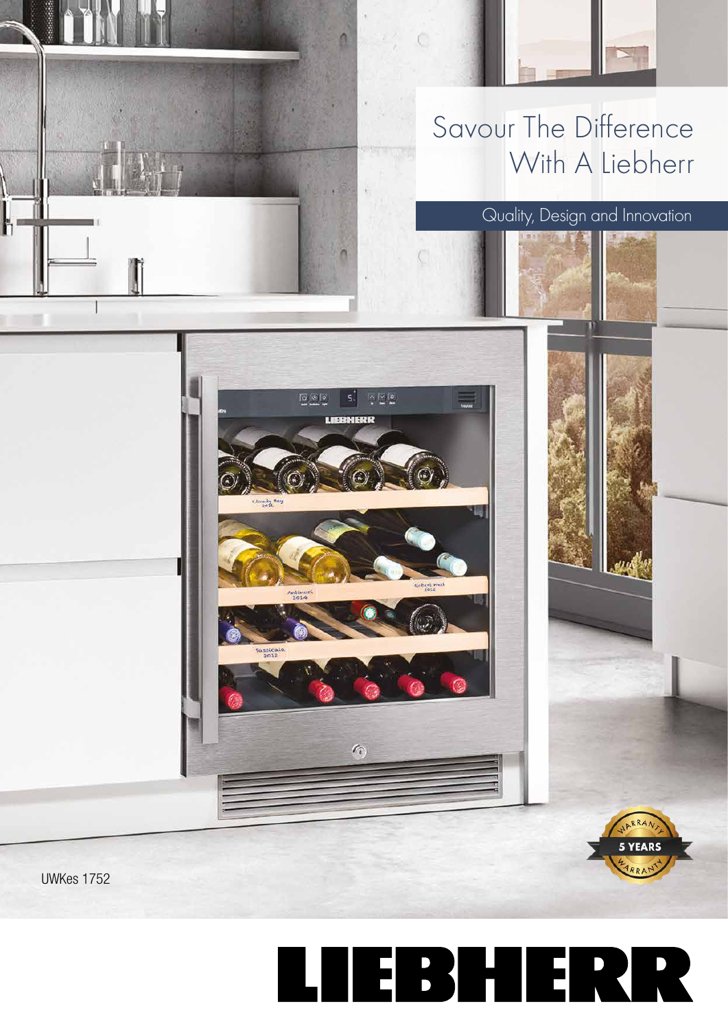# Savour The Difference With A Liebherr

Quality, Design and Innovation

UWKes 1752

5 YEARS WARRANTY

LIEBHERR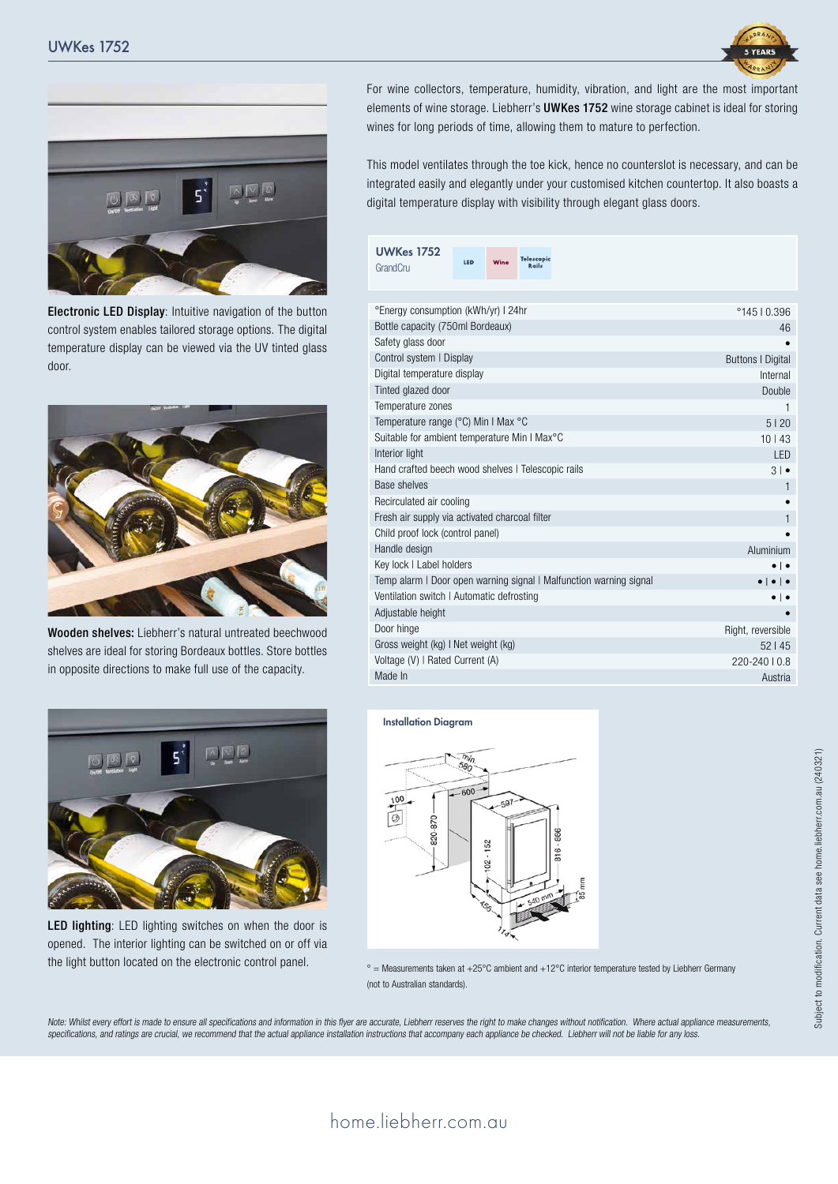# UWKes 1752

For wine collectors, temperature, humidity, vibration, and light are the most important elements of wine storage. Liebherr's **UWKes 1752** wine storage cabinet is ideal for storing wines for long periods of time, allowing them to mature to perfection.

This model ventilates through the toe kick, hence no counterslot is necessary, and can be integrated easily and elegantly under your customised kitchen countertop. It also boasts a digital temperature display with visibility through elegant glass doors.

**Electronic LED Display**: Intuitive navigation of the button control system enables tailored storage options. The digital temperature display can be viewed via the UV tinted glass door.

**Wooden shelves:** Liebherr's natural untreated beechwood shelves are ideal for storing Bordeaux bottles. Store bottles in opposite directions to make full use of the capacity.

**LED lighting**: LED lighting switches on when the door is opened. The interior lighting can be switched on or off via the light button located on the electronic control panel.

**UWKes 1752**
GrandCru

LED | Wine | Telescopic Rails

| | |
|---|---|
| °Energy consumption (kWh/yr) I 24hr | °145 I 0.396 |
| Bottle capacity (750ml Bordeaux) | 46 |
| Safety glass door | • |
| Control system I Display | Buttons I Digital |
| Digital temperature display | Internal |
| Tinted glazed door | Double |
| Temperature zones | 1 |
| Temperature range (°C) Min I Max °C | 5 I 20 |
| Suitable for ambient temperature Min I Max°C | 10 I 43 |
| Interior light | LED |
| Hand crafted beech wood shelves I Telescopic rails | 3 I • |
| Base shelves | 1 |
| Recirculated air cooling | • |
| Fresh air supply via activated charcoal filter | 1 |
| Child proof lock (control panel) | • |
| Handle design | Aluminium |
| Key lock I Label holders | • I • |
| Temp alarm I Door open warning signal I Malfunction warning signal | • I • I • |
| Ventilation switch I Automatic defrosting | • I • |
| Adjustable height | • |
| Door hinge | Right, reversible |
| Gross weight (kg) I Net weight (kg) | 52 I 45 |
| Voltage (V) I Rated Current (A) | 220-240 I 0.8 |
| Made In | Austria |

**Installation Diagram**

min. 580
600
100
820-870
597
102 - 152
816 - 866
540 mm
85 mm
456
114

° = Measurements taken at +25°C ambient and +12°C interior temperature tested by Liebherr Germany (not to Australian standards).

*Note: Whilst every effort is made to ensure all specifications and information in this flyer are accurate, Liebherr reserves the right to make changes without notification. Where actual appliance measurements, specifications, and ratings are crucial, we recommend that the actual appliance installation instructions that accompany each appliance be checked. Liebherr will not be liable for any loss.*

Subject to modification. Current data see home.liebherr.com.au (240321)

home.liebherr.com.au